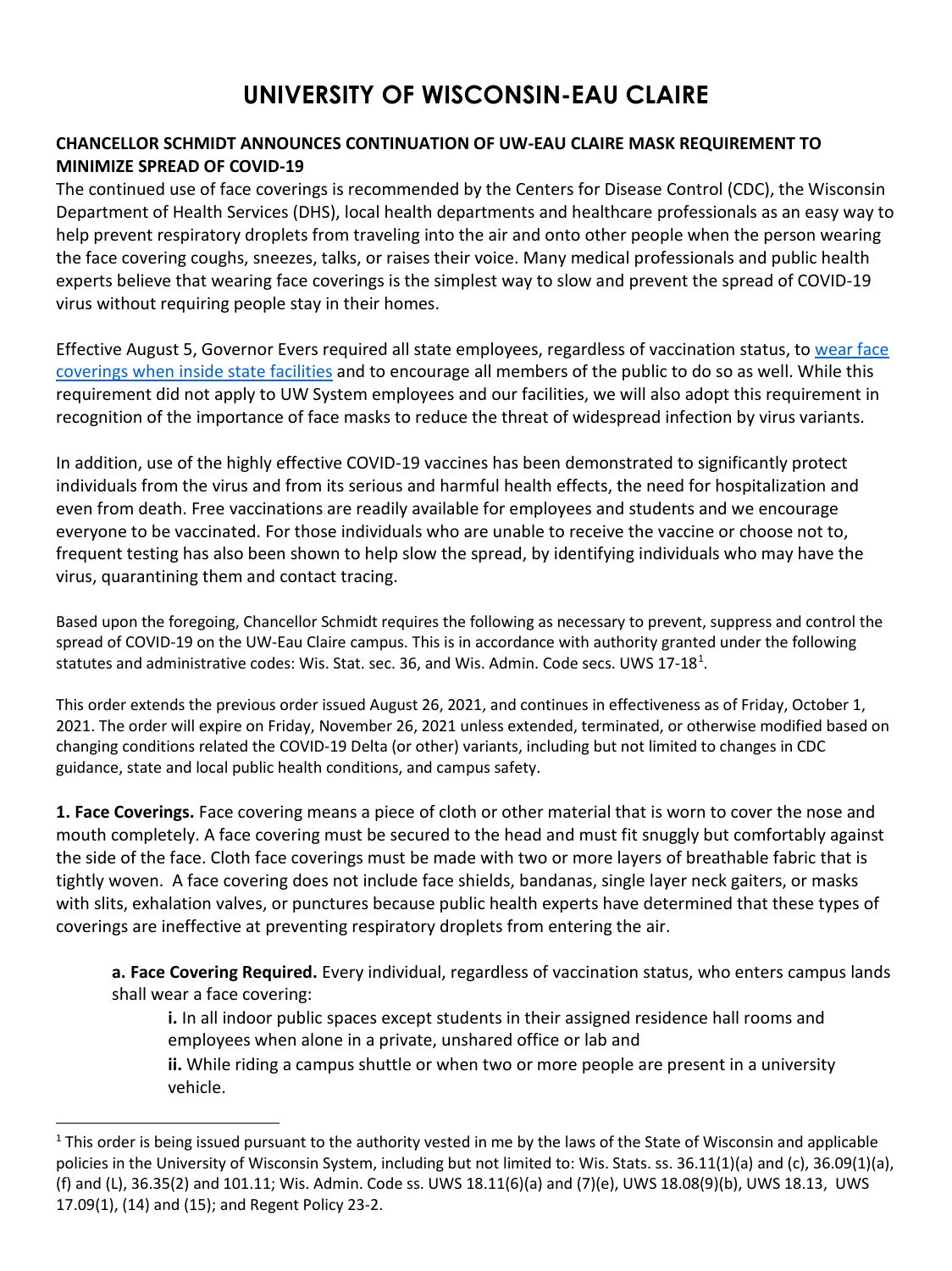# UNIVERSITY OF WISCONSIN-EAU CLAIRE

**CHANCELLOR SCHMIDT ANNOUNCES CONTINUATION OF UW-EAU CLAIRE MASK REQUIREMENT TO MINIMIZE SPREAD OF COVID-19**

The continued use of face coverings is recommended by the Centers for Disease Control (CDC), the Wisconsin Department of Health Services (DHS), local health departments and healthcare professionals as an easy way to help prevent respiratory droplets from traveling into the air and onto other people when the person wearing the face covering coughs, sneezes, talks, or raises their voice. Many medical professionals and public health experts believe that wearing face coverings is the simplest way to slow and prevent the spread of COVID-19 virus without requiring people stay in their homes.

Effective August 5, Governor Evers required all state employees, regardless of vaccination status, to wear face coverings when inside state facilities and to encourage all members of the public to do so as well. While this requirement did not apply to UW System employees and our facilities, we will also adopt this requirement in recognition of the importance of face masks to reduce the threat of widespread infection by virus variants.

In addition, use of the highly effective COVID-19 vaccines has been demonstrated to significantly protect individuals from the virus and from its serious and harmful health effects, the need for hospitalization and even from death. Free vaccinations are readily available for employees and students and we encourage everyone to be vaccinated. For those individuals who are unable to receive the vaccine or choose not to, frequent testing has also been shown to help slow the spread, by identifying individuals who may have the virus, quarantining them and contact tracing.

Based upon the foregoing, Chancellor Schmidt requires the following as necessary to prevent, suppress and control the spread of COVID-19 on the UW-Eau Claire campus. This is in accordance with authority granted under the following statutes and administrative codes: Wis. Stat. sec. 36, and Wis. Admin. Code secs. UWS 17-18[1].

This order extends the previous order issued August 26, 2021, and continues in effectiveness as of Friday, October 1, 2021. The order will expire on Friday, November 26, 2021 unless extended, terminated, or otherwise modified based on changing conditions related the COVID-19 Delta (or other) variants, including but not limited to changes in CDC guidance, state and local public health conditions, and campus safety.

**1. Face Coverings.** Face covering means a piece of cloth or other material that is worn to cover the nose and mouth completely. A face covering must be secured to the head and must fit snuggly but comfortably against the side of the face. Cloth face coverings must be made with two or more layers of breathable fabric that is tightly woven. A face covering does not include face shields, bandanas, single layer neck gaiters, or masks with slits, exhalation valves, or punctures because public health experts have determined that these types of coverings are ineffective at preventing respiratory droplets from entering the air.

**a. Face Covering Required.** Every individual, regardless of vaccination status, who enters campus lands shall wear a face covering:

**i.** In all indoor public spaces except students in their assigned residence hall rooms and employees when alone in a private, unshared office or lab and

**ii.** While riding a campus shuttle or when two or more people are present in a university vehicle.

---

[1] This order is being issued pursuant to the authority vested in me by the laws of the State of Wisconsin and applicable policies in the University of Wisconsin System, including but not limited to: Wis. Stats. ss. 36.11(1)(a) and (c), 36.09(1)(a), (f) and (L), 36.35(2) and 101.11; Wis. Admin. Code ss. UWS 18.11(6)(a) and (7)(e), UWS 18.08(9)(b), UWS 18.13, UWS 17.09(1), (14) and (15); and Regent Policy 23-2.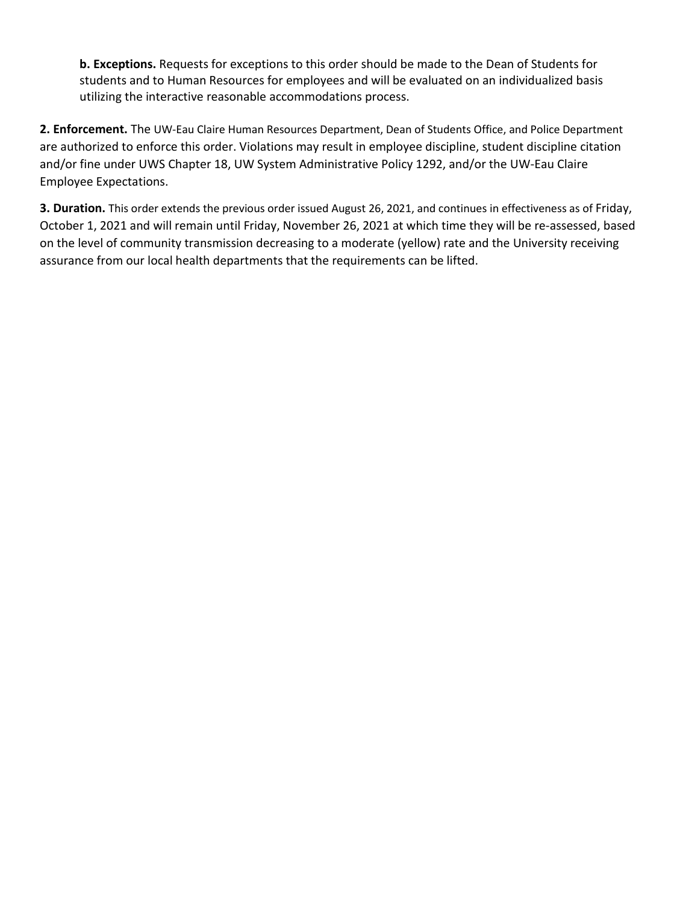**b. Exceptions.** Requests for exceptions to this order should be made to the Dean of Students for students and to Human Resources for employees and will be evaluated on an individualized basis utilizing the interactive reasonable accommodations process.

**2. Enforcement.** The UW-Eau Claire Human Resources Department, Dean of Students Office, and Police Department are authorized to enforce this order. Violations may result in employee discipline, student discipline citation and/or fine under UWS Chapter 18, UW System Administrative Policy 1292, and/or the UW-Eau Claire Employee Expectations.

**3. Duration.** This order extends the previous order issued August 26, 2021, and continues in effectiveness as of Friday, October 1, 2021 and will remain until Friday, November 26, 2021 at which time they will be re-assessed, based on the level of community transmission decreasing to a moderate (yellow) rate and the University receiving assurance from our local health departments that the requirements can be lifted.